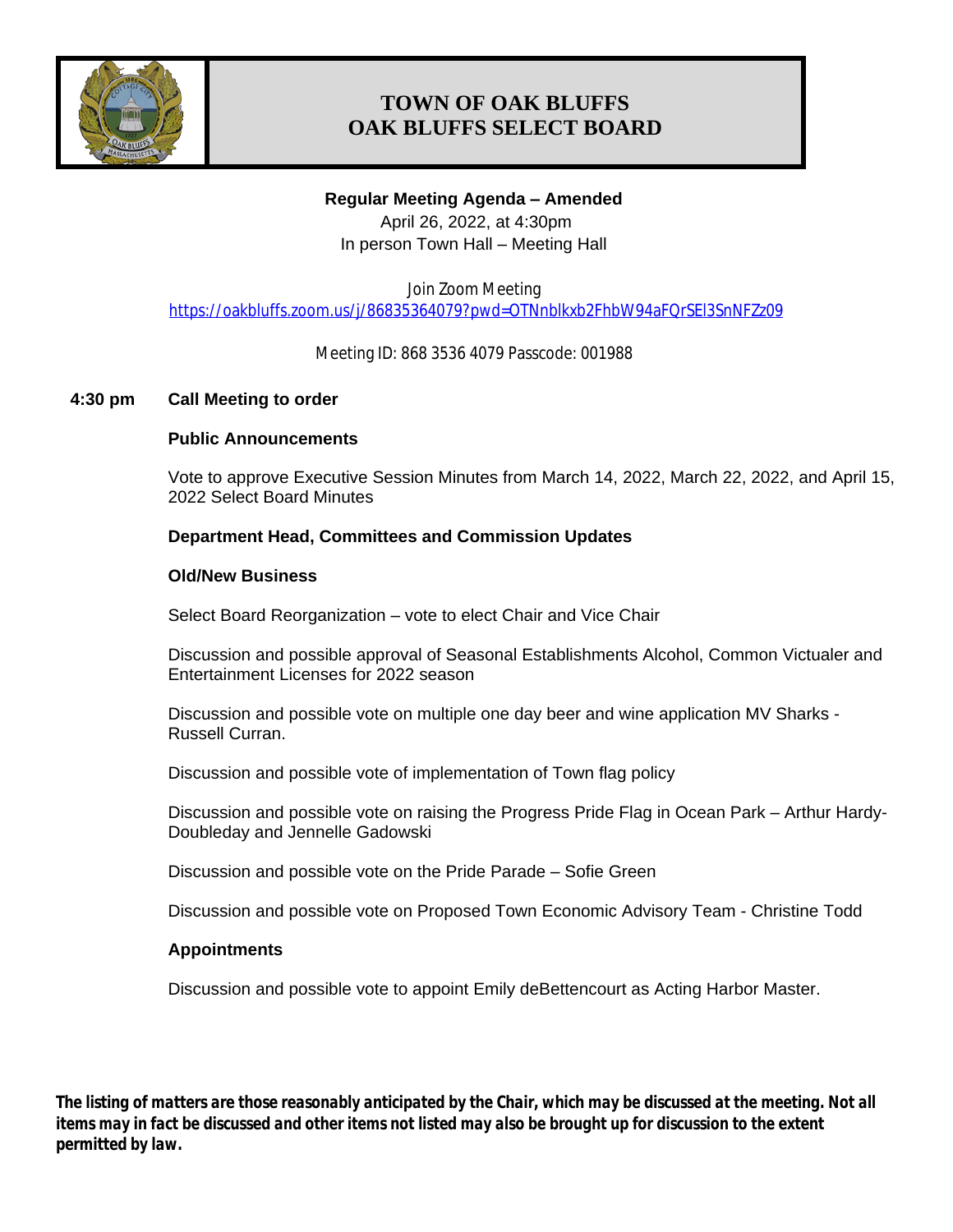# TOWN OF OAK BLUFFS
# OAK BLUFFS SELECT BOARD

**Regular Meeting Agenda – Amended**

April 26, 2022, at 4:30pm

In person Town Hall – Meeting Hall

Join Zoom Meeting

https://oakbluffs.zoom.us/j/86835364079?pwd=OTNnblkxb2FhbW94aFQrSEl3SnNFZz09

Meeting ID: 868 3536 4079 Passcode: 001988

**4:30 pm** **Call Meeting to order**

**Public Announcements**

Vote to approve Executive Session Minutes from March 14, 2022, March 22, 2022, and April 15, 2022 Select Board Minutes

**Department Head, Committees and Commission Updates**

**Old/New Business**

Select Board Reorganization – vote to elect Chair and Vice Chair

Discussion and possible approval of Seasonal Establishments Alcohol, Common Victualer and Entertainment Licenses for 2022 season

Discussion and possible vote on multiple one day beer and wine application MV Sharks - Russell Curran.

Discussion and possible vote of implementation of Town flag policy

Discussion and possible vote on raising the Progress Pride Flag in Ocean Park – Arthur Hardy-Doubleday and Jennelle Gadowski

Discussion and possible vote on the Pride Parade – Sofie Green

Discussion and possible vote on Proposed Town Economic Advisory Team - Christine Todd

**Appointments**

Discussion and possible vote to appoint Emily deBettencourt as Acting Harbor Master.

***The listing of matters are those reasonably anticipated by the Chair, which may be discussed at the meeting. Not all items may in fact be discussed and other items not listed may also be brought up for discussion to the extent permitted by law.***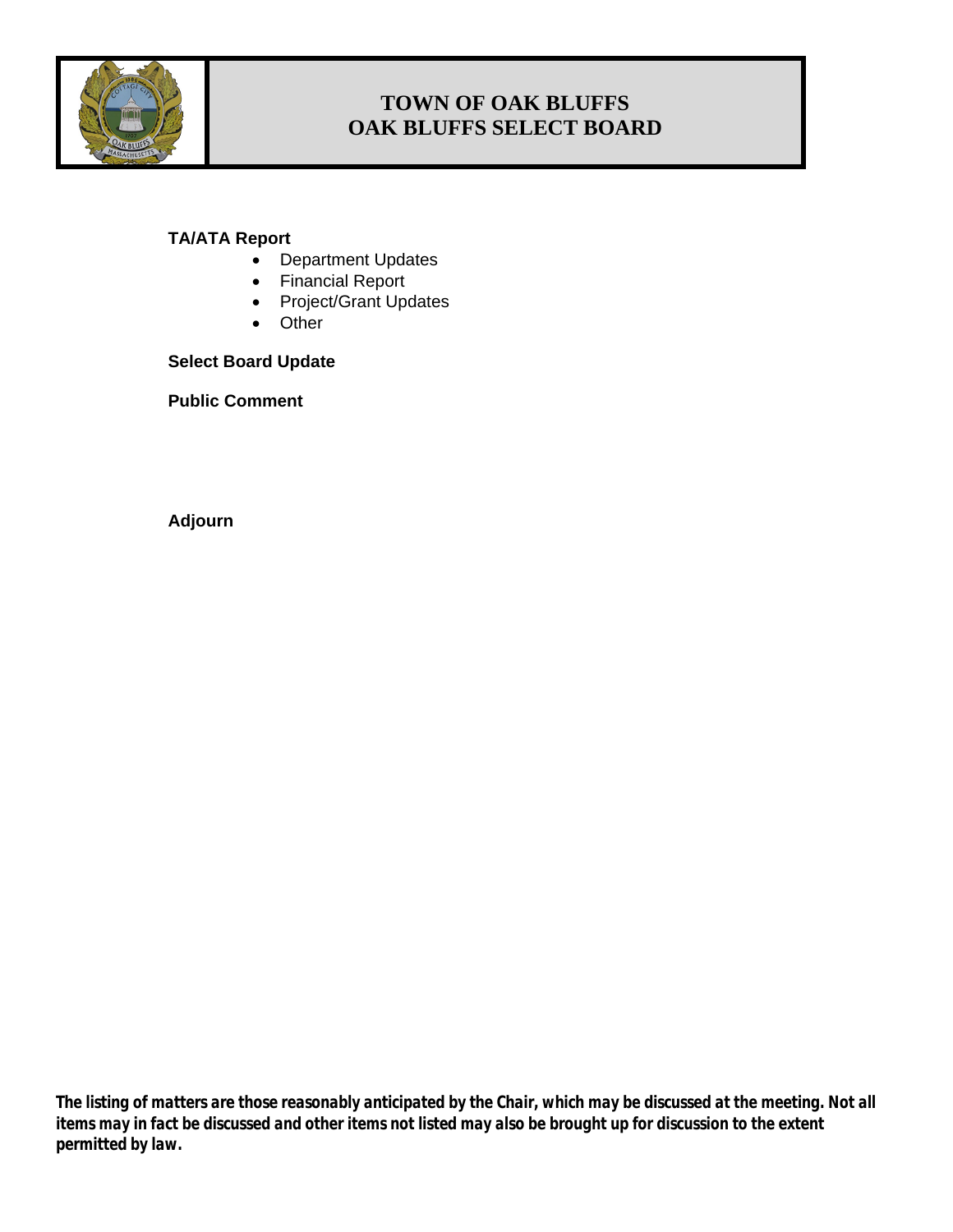# TOWN OF OAK BLUFFS
# OAK BLUFFS SELECT BOARD

**TA/ATA Report**

- Department Updates
- Financial Report
- Project/Grant Updates
- Other

**Select Board Update**

**Public Comment**

**Adjourn**

***The listing of matters are those reasonably anticipated by the Chair, which may be discussed at the meeting. Not all items may in fact be discussed and other items not listed may also be brought up for discussion to the extent permitted by law.***